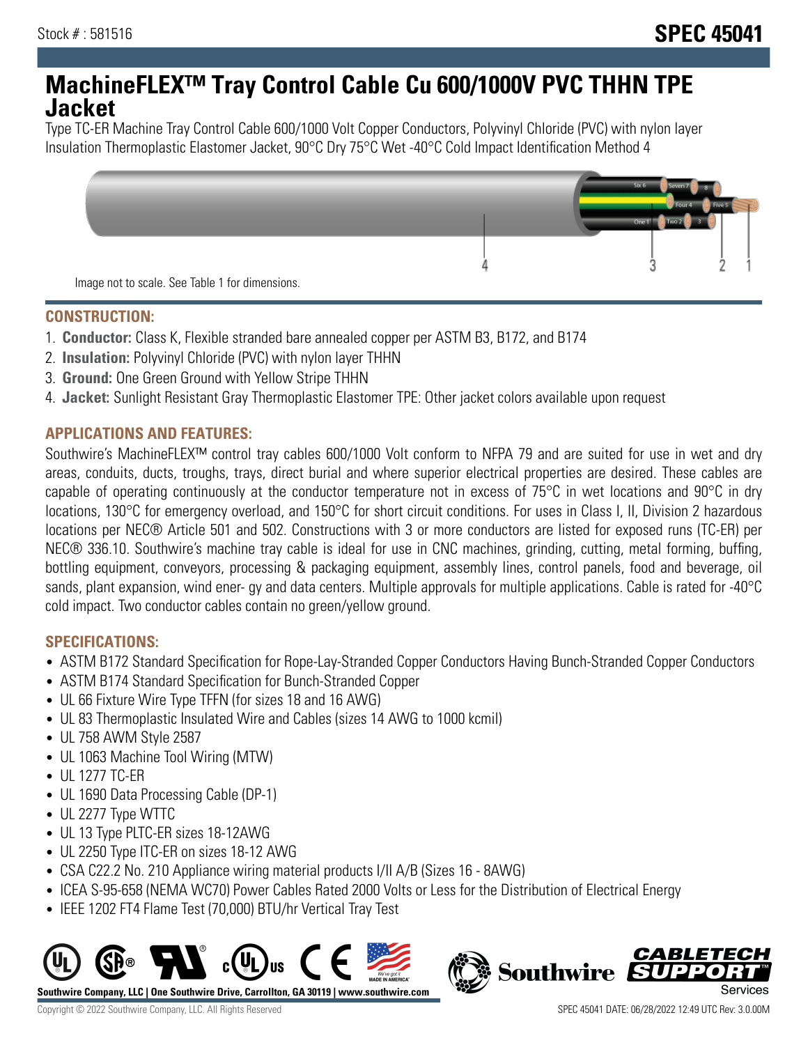Stock # : 581516

**SPEC 45041**

# MachineFLEX™ Tray Control Cable Cu 600/1000V PVC THHN TPE Jacket

Type TC-ER Machine Tray Control Cable 600/1000 Volt Copper Conductors, Polyvinyl Chloride (PVC) with nylon layer Insulation Thermoplastic Elastomer Jacket, 90°C Dry 75°C Wet -40°C Cold Impact Identification Method 4

Image not to scale. See Table 1 for dimensions.

## CONSTRUCTION:

1. **Conductor:** Class K, Flexible stranded bare annealed copper per ASTM B3, B172, and B174
2. **Insulation:** Polyvinyl Chloride (PVC) with nylon layer THHN
3. **Ground:** One Green Ground with Yellow Stripe THHN
4. **Jacket:** Sunlight Resistant Gray Thermoplastic Elastomer TPE: Other jacket colors available upon request

## APPLICATIONS AND FEATURES:

Southwire's MachineFLEX™ control tray cables 600/1000 Volt conform to NFPA 79 and are suited for use in wet and dry areas, conduits, ducts, troughs, trays, direct burial and where superior electrical properties are desired. These cables are capable of operating continuously at the conductor temperature not in excess of 75°C in wet locations and 90°C in dry locations, 130°C for emergency overload, and 150°C for short circuit conditions. For uses in Class I, II, Division 2 hazardous locations per NEC® Article 501 and 502. Constructions with 3 or more conductors are listed for exposed runs (TC-ER) per NEC® 336.10. Southwire's machine tray cable is ideal for use in CNC machines, grinding, cutting, metal forming, buffing, bottling equipment, conveyors, processing & packaging equipment, assembly lines, control panels, food and beverage, oil sands, plant expansion, wind ener- gy and data centers. Multiple approvals for multiple applications. Cable is rated for -40°C cold impact. Two conductor cables contain no green/yellow ground.

## SPECIFICATIONS:

- ASTM B172 Standard Specification for Rope-Lay-Stranded Copper Conductors Having Bunch-Stranded Copper Conductors
- ASTM B174 Standard Specification for Bunch-Stranded Copper
- UL 66 Fixture Wire Type TFFN (for sizes 18 and 16 AWG)
- UL 83 Thermoplastic Insulated Wire and Cables (sizes 14 AWG to 1000 kcmil)
- UL 758 AWM Style 2587
- UL 1063 Machine Tool Wiring (MTW)
- UL 1277 TC-ER
- UL 1690 Data Processing Cable (DP-1)
- UL 2277 Type WTTC
- UL 13 Type PLTC-ER sizes 18-12AWG
- UL 2250 Type ITC-ER on sizes 18-12 AWG
- CSA C22.2 No. 210 Appliance wiring material products I/II A/B (Sizes 16 - 8AWG)
- ICEA S-95-658 (NEMA WC70) Power Cables Rated 2000 Volts or Less for the Distribution of Electrical Energy
- IEEE 1202 FT4 Flame Test (70,000) BTU/hr Vertical Tray Test

**Southwire Company, LLC | One Southwire Drive, Carrollton, GA 30119 | www.southwire.com**

Copyright © 2022 Southwire Company, LLC. All Rights Reserved

SPEC 45041 DATE: 06/28/2022 12:49 UTC Rev: 3.0.00M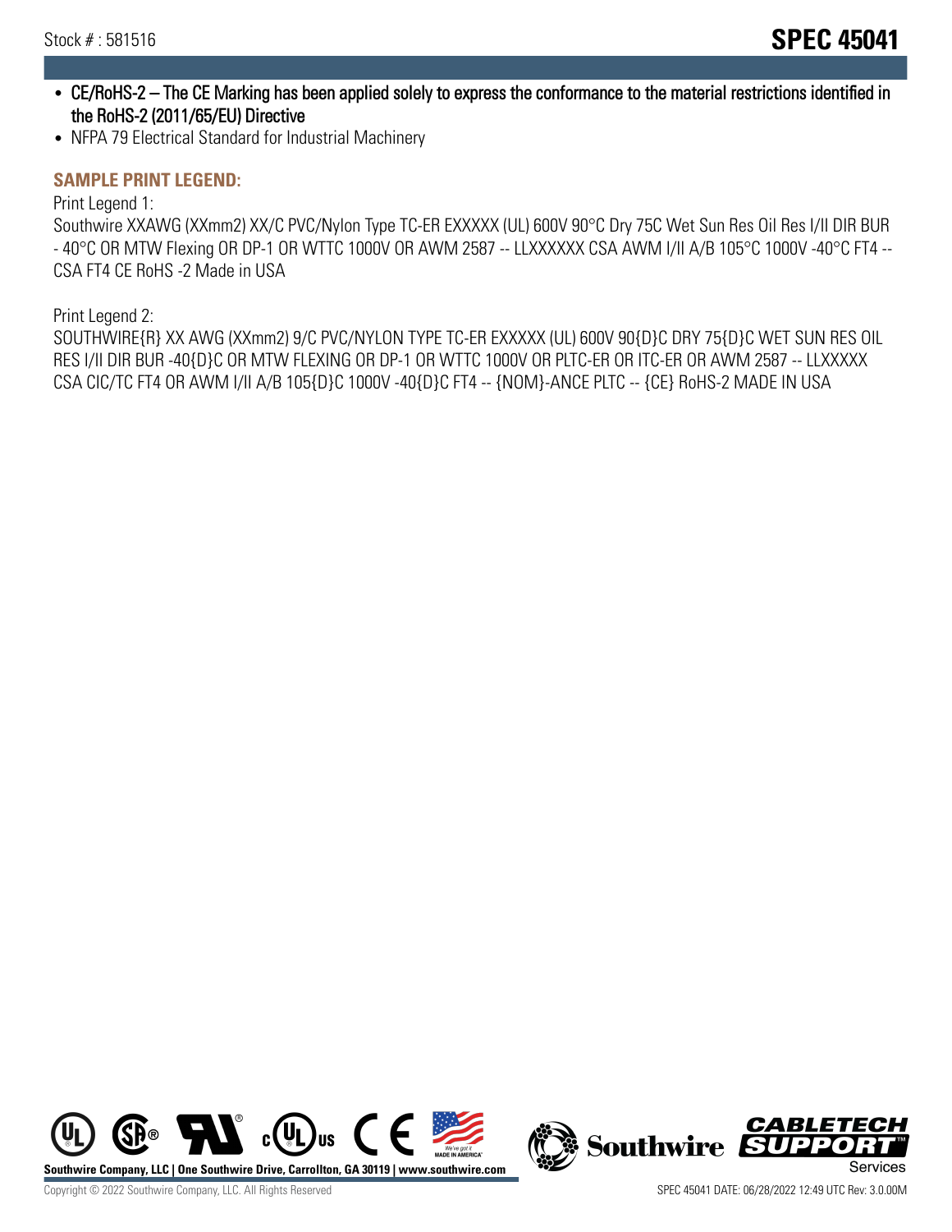- CE/RoHS-2 – The CE Marking has been applied solely to express the conformance to the material restrictions identified in the RoHS-2 (2011/65/EU) Directive
- NFPA 79 Electrical Standard for Industrial Machinery

### SAMPLE PRINT LEGEND:

Print Legend 1:

Southwire XXAWG (XXmm2) XX/C PVC/Nylon Type TC-ER EXXXXX (UL) 600V 90°C Dry 75C Wet Sun Res Oil Res I/II DIR BUR - 40°C OR MTW Flexing OR DP-1 OR WTTC 1000V OR AWM 2587 -- LLXXXXXX CSA AWM I/II A/B 105°C 1000V -40°C FT4 -- CSA FT4 CE RoHS -2 Made in USA

Print Legend 2:

SOUTHWIRE{R} XX AWG (XXmm2) 9/C PVC/NYLON TYPE TC-ER EXXXXX (UL) 600V 90{D}C DRY 75{D}C WET SUN RES OIL RES I/II DIR BUR -40{D}C OR MTW FLEXING OR DP-1 OR WTTC 1000V OR PLTC-ER OR ITC-ER OR AWM 2587 -- LLXXXXX CSA CIC/TC FT4 OR AWM I/II A/B 105{D}C 1000V -40{D}C FT4 -- {NOM}-ANCE PLTC -- {CE} RoHS-2 MADE IN USA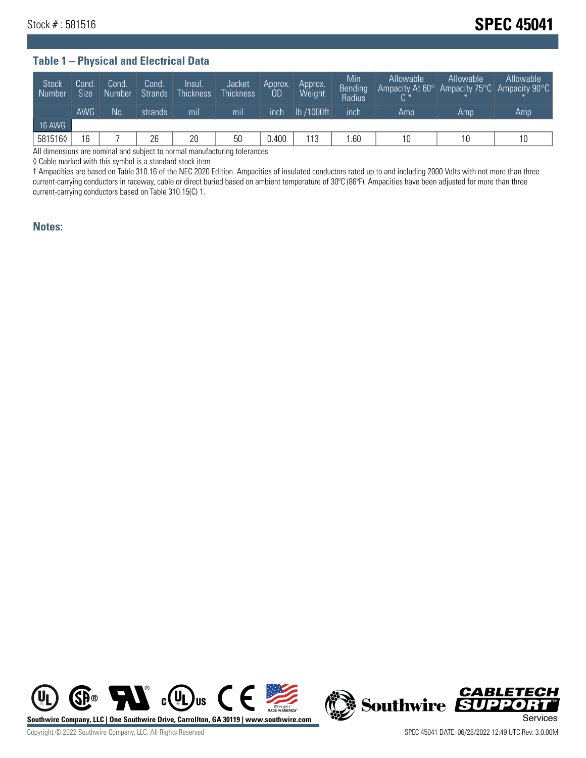## Table 1 – Physical and Electrical Data

| Stock Number | Cond. Size | Cond. Number | Cond. Strands | Insul. Thickness | Jacket Thickness | Approx. OD | Approx. Weight | Min Bending Radius | Allowable Ampacity At 60° C * | Allowable Ampacity 75°C * | Allowable Ampacity 90°C * |
|---|---|---|---|---|---|---|---|---|---|---|---|
| | AWG | No. | strands | mil | mil | inch | lb /1000ft | inch | Amp | Amp | Amp |
| 16 AWG | | | | | | | | | | | |
| 581516◊ | 16 | 7 | 26 | 20 | 50 | 0.400 | 113 | 1.60 | 10 | 10 | 10 |

All dimensions are nominal and subject to normal manufacturing tolerances

◊ Cable marked with this symbol is a standard stock item

† Ampacities are based on Table 310.16 of the NEC 2020 Edition. Ampacities of insulated conductors rated up to and including 2000 Volts with not more than three current-carrying conductors in raceway, cable or direct buried based on ambient temperature of 30ºC (86ºF). Ampacities have been adjusted for more than three current-carrying conductors based on Table 310.15(C) 1.

## Notes:

Southwire Company, LLC | One Southwire Drive, Carrollton, GA 30119 | www.southwire.com

Copyright © 2022 Southwire Company, LLC. All Rights Reserved

SPEC 45041 DATE: 06/28/2022 12:49 UTC Rev: 3.0.00M